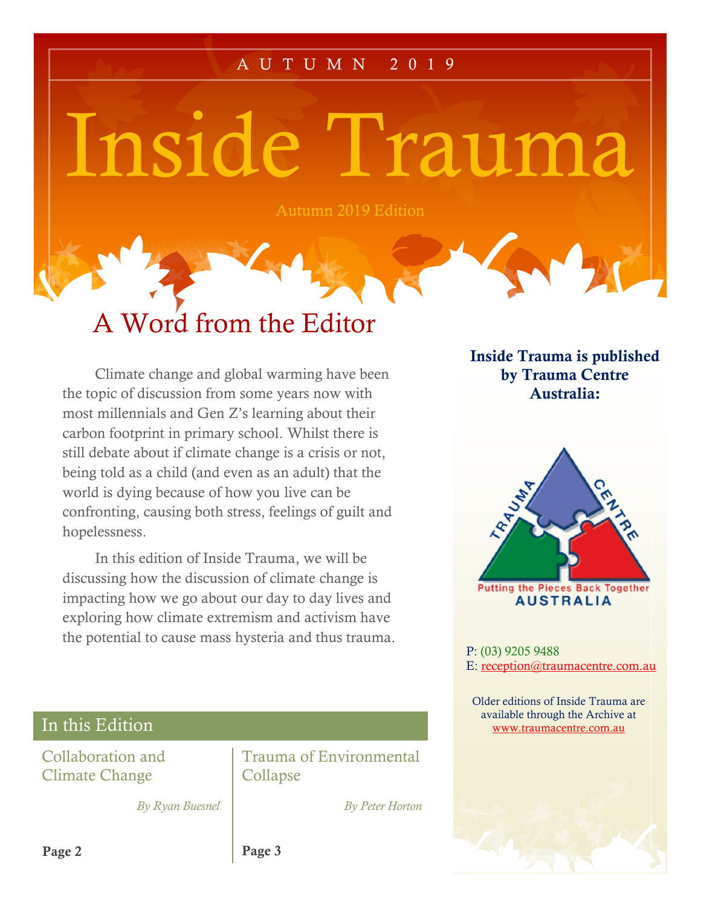AUTUMN 2019

# Inside Trauma

Autumn 2019 Edition

## A Word from the Editor

Climate change and global warming have been the topic of discussion from some years now with most millennials and Gen Z's learning about their carbon footprint in primary school. Whilst there is still debate about if climate change is a crisis or not, being told as a child (and even as an adult) that the world is dying because of how you live can be confronting, causing both stress, feelings of guilt and hopelessness.

In this edition of Inside Trauma, we will be discussing how the discussion of climate change is impacting how we go about our day to day lives and exploring how climate extremism and activism have the potential to cause mass hysteria and thus trauma.

## In this Edition

**Collaboration and Climate Change**

*By Ryan Buesnel*

**Page 2**

**Trauma of Environmental Collapse**

*By Peter Horton*

**Page 3**

---

**Inside Trauma is published by Trauma Centre Australia:**

TRAUMA CENTRE

Putting the Pieces Back Together

AUSTRALIA

P: (03) 9205 9488
E: reception@traumacentre.com.au

Older editions of Inside Trauma are available through the Archive at www.traumacentre.com.au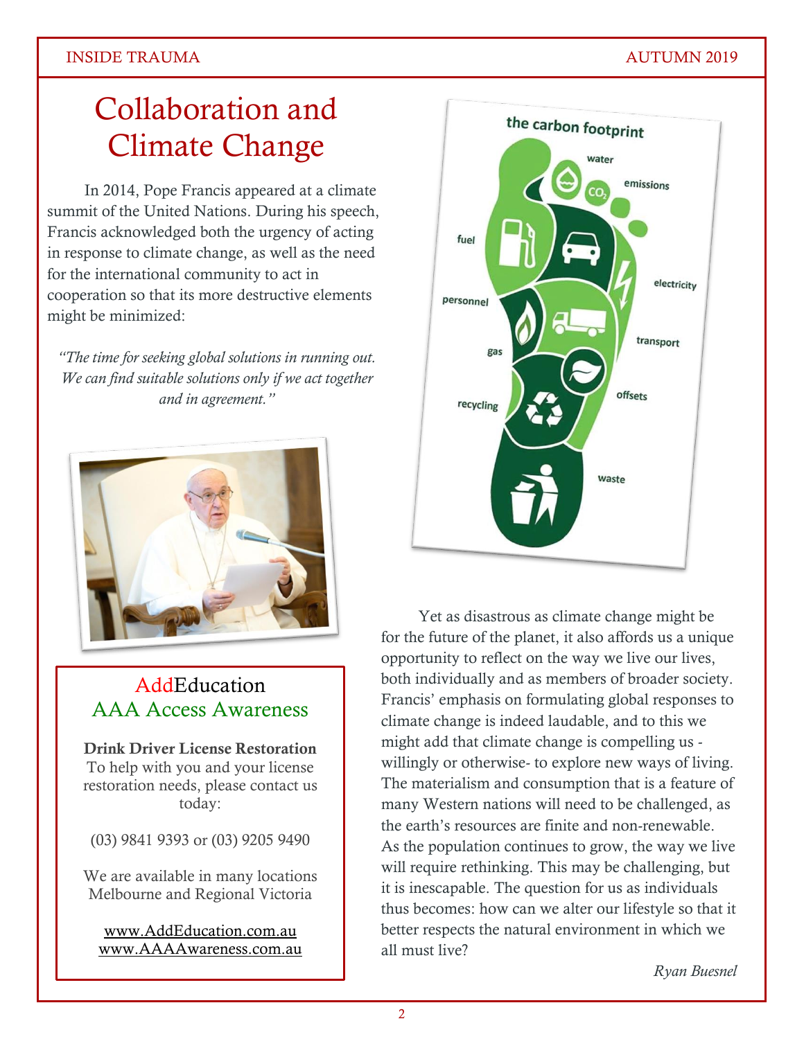// Hold on — running header "INSIDE TRAUMA / AUTUMN 2019" and page number omitted. No images detected, so carbon footprint graphic labels excluded.

# Collaboration and Climate Change

In 2014, Pope Francis appeared at a climate summit of the United Nations. During his speech, Francis acknowledged both the urgency of acting in response to climate change, as well as the need for the international community to act in cooperation so that its more destructive elements might be minimized:

*"The time for seeking global solutions in running out. We can find suitable solutions only if we act together and in agreement."*

## AddEducation
## AAA Access Awareness

**Drink Driver License Restoration**
To help with you and your license restoration needs, please contact us today:

(03) 9841 9393 or (03) 9205 9490

We are available in many locations Melbourne and Regional Victoria

www.AddEducation.com.au
www.AAAAwareness.com.au

Yet as disastrous as climate change might be for the future of the planet, it also affords us a unique opportunity to reflect on the way we live our lives, both individually and as members of broader society. Francis' emphasis on formulating global responses to climate change is indeed laudable, and to this we might add that climate change is compelling us - willingly or otherwise- to explore new ways of living. The materialism and consumption that is a feature of many Western nations will need to be challenged, as the earth's resources are finite and non-renewable. As the population continues to grow, the way we live will require rethinking. This may be challenging, but it is inescapable. The question for us as individuals thus becomes: how can we alter our lifestyle so that it better respects the natural environment in which we all must live?

*Ryan Buesnel*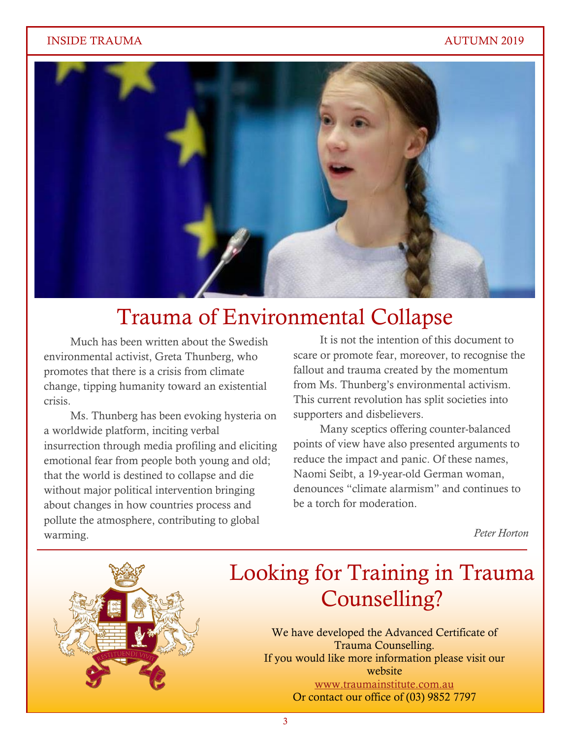# Trauma of Environmental Collapse

Much has been written about the Swedish environmental activist, Greta Thunberg, who promotes that there is a crisis from climate change, tipping humanity toward an existential crisis.

Ms. Thunberg has been evoking hysteria on a worldwide platform, inciting verbal insurrection through media profiling and eliciting emotional fear from people both young and old; that the world is destined to collapse and die without major political intervention bringing about changes in how countries process and pollute the atmosphere, contributing to global warming.

It is not the intention of this document to scare or promote fear, moreover, to recognise the fallout and trauma created by the momentum from Ms. Thunberg's environmental activism. This current revolution has split societies into supporters and disbelievers.

Many sceptics offering counter-balanced points of view have also presented arguments to reduce the impact and panic. Of these names, Naomi Seibt, a 19-year-old German woman, denounces "climate alarmism" and continues to be a torch for moderation.

*Peter Horton*

---

# Looking for Training in Trauma Counselling?

We have developed the Advanced Certificate of Trauma Counselling.
If you would like more information please visit our website
www.traumainstitute.com.au
Or contact our office of (03) 9852 7797